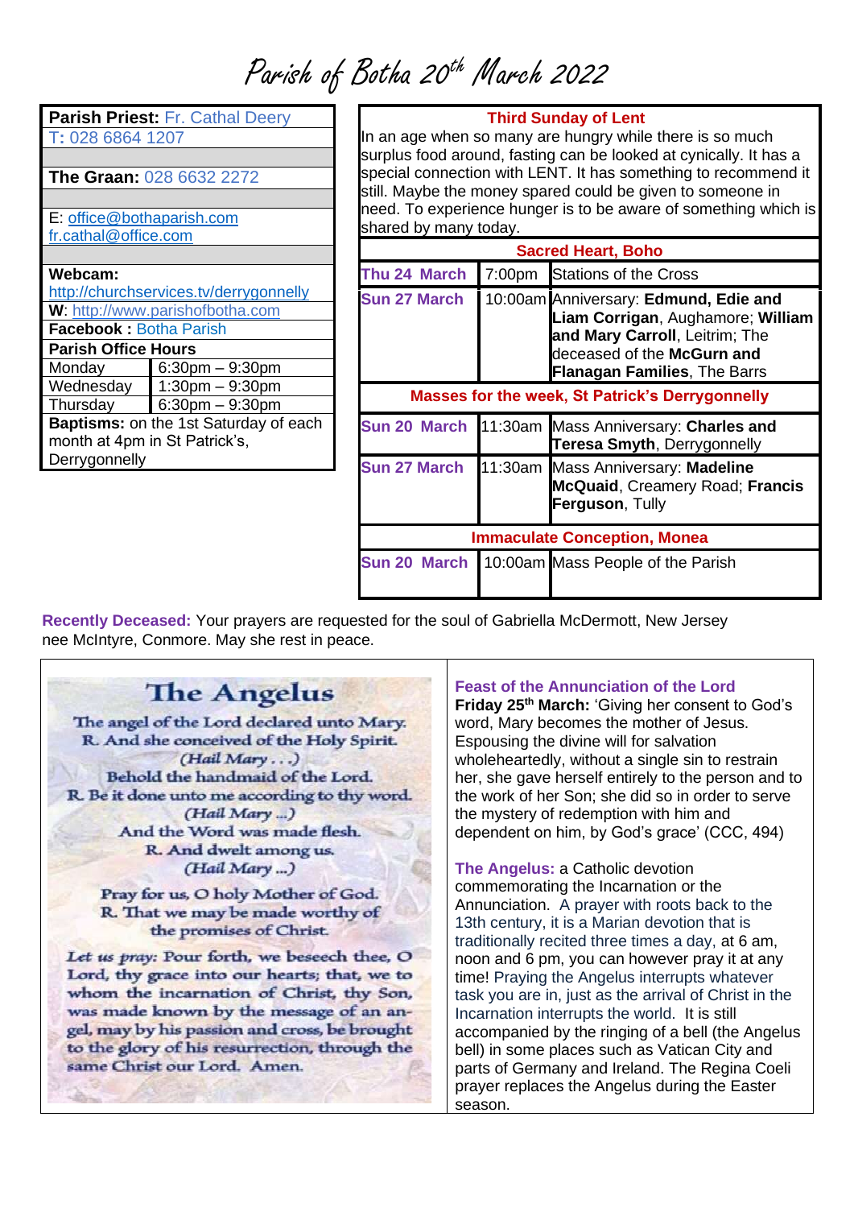# Parish of Botha 20th March 2022

**Parish Priest:** Fr. Cathal Deery
T: 028 6864 1207

**The Graan:** 028 6632 2272

E: office@bothaparish.com
fr.cathal@office.com

**Webcam:**
http://churchservices.tv/derrygonnelly
**W**: http://www.parishofbotha.com
**Facebook :** Botha Parish

| **Parish Office Hours** | |
|---|---|
| Monday | 6:30pm – 9:30pm |
| Wednesday | 1:30pm – 9:30pm |
| Thursday | 6:30pm – 9:30pm |

**Baptisms:** on the 1st Saturday of each month at 4pm in St Patrick's, Derrygonnelly

## Third Sunday of Lent

In an age when so many are hungry while there is so much surplus food around, fasting can be looked at cynically. It has a special connection with LENT. It has something to recommend it still. Maybe the money spared could be given to someone in need. To experience hunger is to be aware of something which is shared by many today.

| Sacred Heart, Boho | | |
|---|---|---|
| Thu 24 March | 7:00pm | Stations of the Cross |
| Sun 27 March | 10:00am | Anniversary: **Edmund, Edie and Liam Corrigan**, Aughamore; **William and Mary Carroll**, Leitrim; The deceased of the **McGurn and Flanagan Families**, The Barrs |
| **Masses for the week, St Patrick's Derrygonnelly** | | |
| Sun 20 March | 11:30am | Mass Anniversary: **Charles and Teresa Smyth**, Derrygonnelly |
| Sun 27 March | 11:30am | Mass Anniversary: **Madeline McQuaid**, Creamery Road; **Francis Ferguson**, Tully |
| **Immaculate Conception, Monea** | | |
| Sun 20 March | 10:00am | Mass People of the Parish |

**Recently Deceased:** Your prayers are requested for the soul of Gabriella McDermott, New Jersey nee McIntyre, Conmore. May she rest in peace.

## The Angelus

The angel of the Lord declared unto Mary.
R. And she conceived of the Holy Spirit.
*(Hail Mary . . .)*
Behold the handmaid of the Lord.
R. Be it done unto me according to thy word.
*(Hail Mary ...)*
And the Word was made flesh.
R. And dwelt among us.
*(Hail Mary ...)*
Pray for us, O holy Mother of God.
R. That we may be made worthy of the promises of Christ.

*Let us pray:* Pour forth, we beseech thee, O Lord, thy grace into our hearts; that, we to whom the incarnation of Christ, thy Son, was made known by the message of an angel, may by his passion and cross, be brought to the glory of his resurrection, through the same Christ our Lord. Amen.

**Feast of the Annunciation of the Lord**
**Friday 25th March:** 'Giving her consent to God's word, Mary becomes the mother of Jesus. Espousing the divine will for salvation wholeheartedly, without a single sin to restrain her, she gave herself entirely to the person and to the work of her Son; she did so in order to serve the mystery of redemption with him and dependent on him, by God's grace' (CCC, 494)

**The Angelus:** a Catholic devotion commemorating the Incarnation or the Annunciation. A prayer with roots back to the 13th century, it is a Marian devotion that is traditionally recited three times a day, at 6 am, noon and 6 pm, you can however pray it at any time! Praying the Angelus interrupts whatever task you are in, just as the arrival of Christ in the Incarnation interrupts the world. It is still accompanied by the ringing of a bell (the Angelus bell) in some places such as Vatican City and parts of Germany and Ireland. The Regina Coeli prayer replaces the Angelus during the Easter season.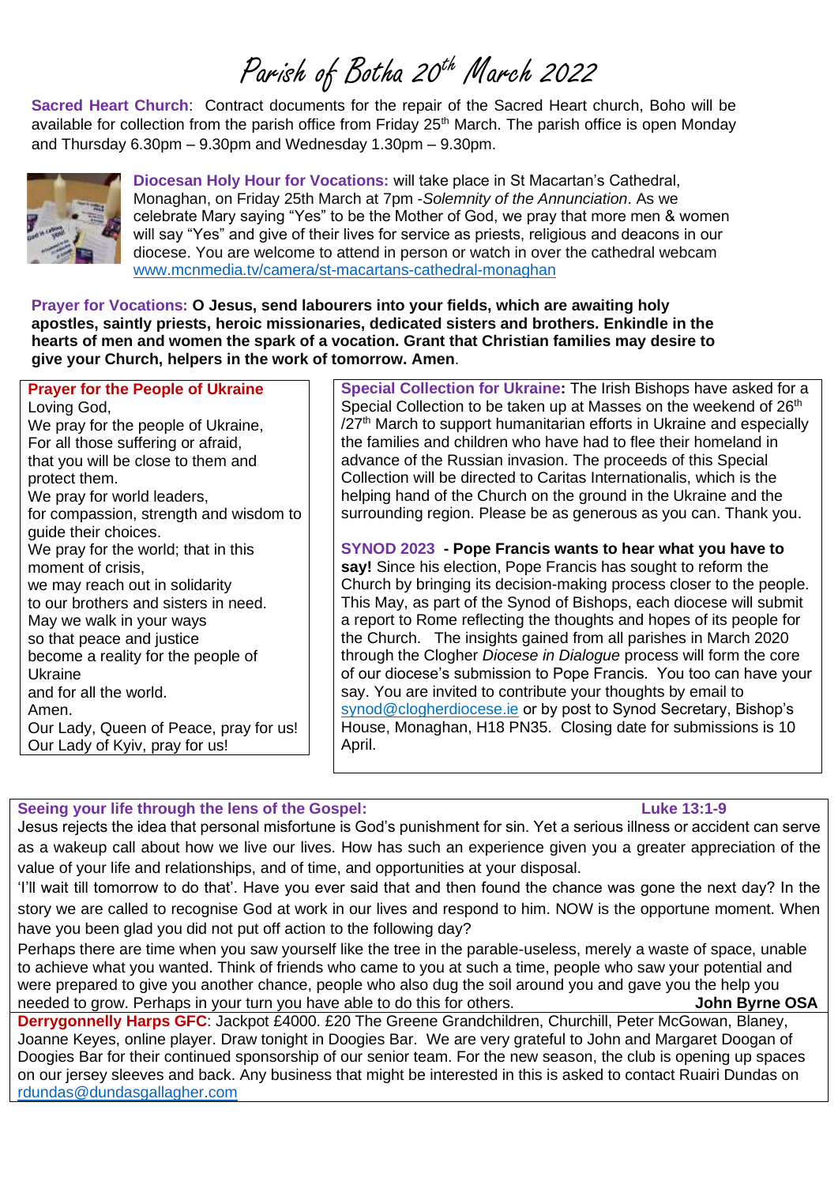# Parish of Botha 20th March 2022

**Sacred Heart Church**: Contract documents for the repair of the Sacred Heart church, Boho will be available for collection from the parish office from Friday 25th March. The parish office is open Monday and Thursday 6.30pm – 9.30pm and Wednesday 1.30pm – 9.30pm.

**Diocesan Holy Hour for Vocations:** will take place in St Macartan's Cathedral, Monaghan, on Friday 25th March at 7pm -*Solemnity of the Annunciation*. As we celebrate Mary saying "Yes" to be the Mother of God, we pray that more men & women will say "Yes" and give of their lives for service as priests, religious and deacons in our diocese. You are welcome to attend in person or watch in over the cathedral webcam www.mcnmedia.tv/camera/st-macartans-cathedral-monaghan

**Prayer for Vocations: O Jesus, send labourers into your fields, which are awaiting holy apostles, saintly priests, heroic missionaries, dedicated sisters and brothers. Enkindle in the hearts of men and women the spark of a vocation. Grant that Christian families may desire to give your Church, helpers in the work of tomorrow. Amen**.

**Prayer for the People of Ukraine**

Loving God,
We pray for the people of Ukraine,
For all those suffering or afraid,
that you will be close to them and protect them.
We pray for world leaders,
for compassion, strength and wisdom to guide their choices.
We pray for the world; that in this moment of crisis,
we may reach out in solidarity
to our brothers and sisters in need.
May we walk in your ways
so that peace and justice
become a reality for the people of Ukraine
and for all the world.
Amen.
Our Lady, Queen of Peace, pray for us!
Our Lady of Kyiv, pray for us!

**Special Collection for Ukraine:** The Irish Bishops have asked for a Special Collection to be taken up at Masses on the weekend of 26th /27th March to support humanitarian efforts in Ukraine and especially the families and children who have had to flee their homeland in advance of the Russian invasion. The proceeds of this Special Collection will be directed to Caritas Internationalis, which is the helping hand of the Church on the ground in the Ukraine and the surrounding region. Please be as generous as you can. Thank you.

**SYNOD 2023 - Pope Francis wants to hear what you have to say!** Since his election, Pope Francis has sought to reform the Church by bringing its decision-making process closer to the people. This May, as part of the Synod of Bishops, each diocese will submit a report to Rome reflecting the thoughts and hopes of its people for the Church. The insights gained from all parishes in March 2020 through the Clogher *Diocese in Dialogue* process will form the core of our diocese's submission to Pope Francis. You too can have your say. You are invited to contribute your thoughts by email to synod@clogherdiocese.ie or by post to Synod Secretary, Bishop's House, Monaghan, H18 PN35. Closing date for submissions is 10 April.

**Seeing your life through the lens of the Gospel:** **Luke 13:1-9**

Jesus rejects the idea that personal misfortune is God's punishment for sin. Yet a serious illness or accident can serve as a wakeup call about how we live our lives. How has such an experience given you a greater appreciation of the value of your life and relationships, and of time, and opportunities at your disposal.

'I'll wait till tomorrow to do that'. Have you ever said that and then found the chance was gone the next day? In the story we are called to recognise God at work in our lives and respond to him. NOW is the opportune moment. When have you been glad you did not put off action to the following day?

Perhaps there are time when you saw yourself like the tree in the parable-useless, merely a waste of space, unable to achieve what you wanted. Think of friends who came to you at such a time, people who saw your potential and were prepared to give you another chance, people who also dug the soil around you and gave you the help you needed to grow. Perhaps in your turn you have able to do this for others. **John Byrne OSA**

**Derrygonnelly Harps GFC**: Jackpot £4000. £20 The Greene Grandchildren, Churchill, Peter McGowan, Blaney, Joanne Keyes, online player. Draw tonight in Doogies Bar. We are very grateful to John and Margaret Doogan of Doogies Bar for their continued sponsorship of our senior team. For the new season, the club is opening up spaces on our jersey sleeves and back. Any business that might be interested in this is asked to contact Ruairi Dundas on rdundas@dundasgallagher.com